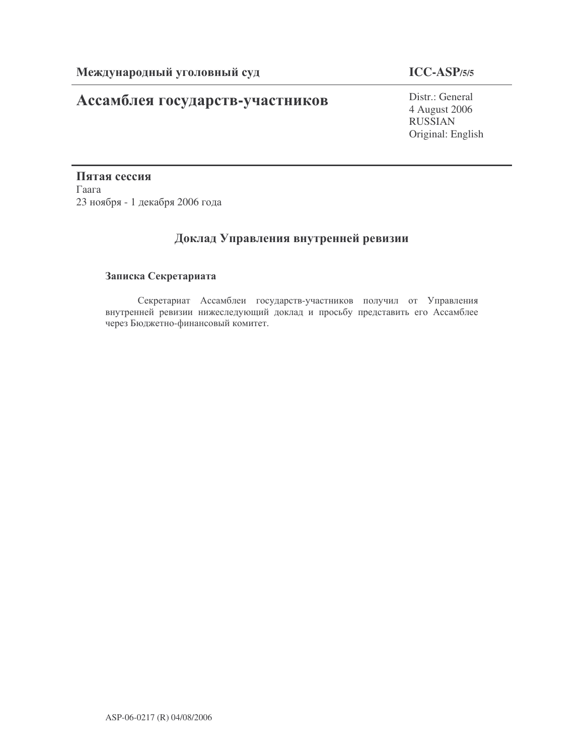**Международный уголовный суд** | **ICC-ASP/5/5**

# Ассамблея государств-участников

Distr.: General
4 August 2006
RUSSIAN
Original: English

**Пятая сессия**
Гаага
23 ноября - 1 декабря 2006 года

## Доклад Управления внутренней ревизии

### Записка Секретариата

Секретариат Ассамблеи государств-участников получил от Управления внутренней ревизии нижеследующий доклад и просьбу представить его Ассамблее через Бюджетно-финансовый комитет.

ASP-06-0217 (R) 04/08/2006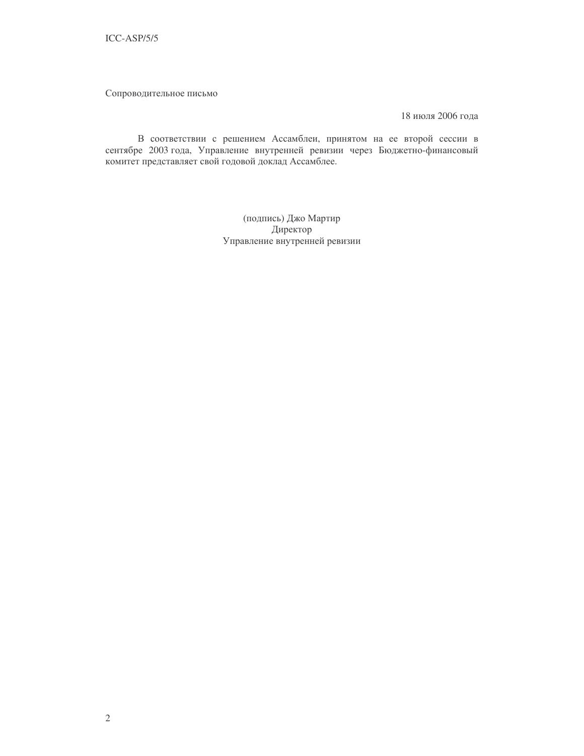Сопроводительное письмо

18 июля 2006 года

В соответствии с решением Ассамблеи, принятом на ее второй сессии в сентябре 2003 года, Управление внутренней ревизии через Бюджетно-финансовый комитет представляет свой годовой доклад Ассамблее.

(подпись) Джо Мартир
Директор
Управление внутренней ревизии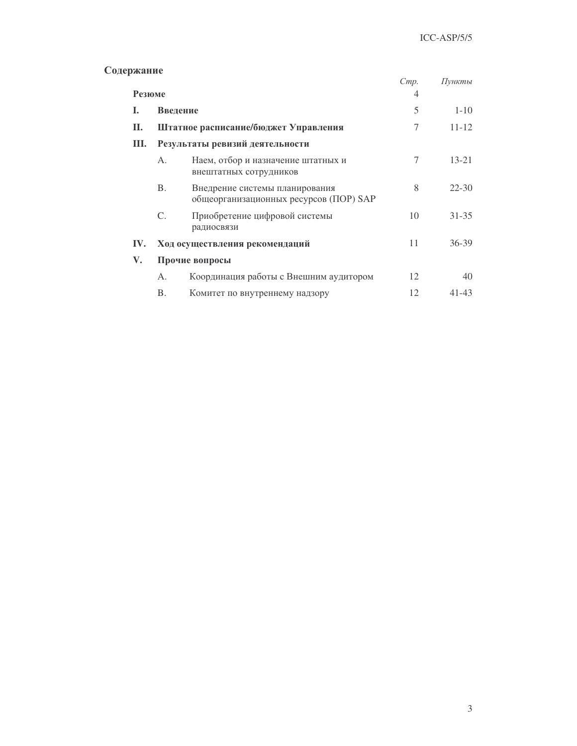## Содержание

| | | *Стр.* | *Пункты* |
|---|---|---|---|
| **Резюме** | | 4 | |
| **I.** | **Введение** | 5 | 1-10 |
| **II.** | **Штатное расписание/бюджет Управления** | 7 | 11-12 |
| **III.** | **Результаты ревизий деятельности** | | |
| | A. Наем, отбор и назначение штатных и внештатных сотрудников | 7 | 13-21 |
| | B. Внедрение системы планирования общеорганизационных ресурсов (ПОР) SAP | 8 | 22-30 |
| | C. Приобретение цифровой системы радиосвязи | 10 | 31-35 |
| **IV.** | **Ход осуществления рекомендаций** | 11 | 36-39 |
| **V.** | **Прочие вопросы** | | |
| | A. Координация работы с Внешним аудитором | 12 | 40 |
| | B. Комитет по внутреннему надзору | 12 | 41-43 |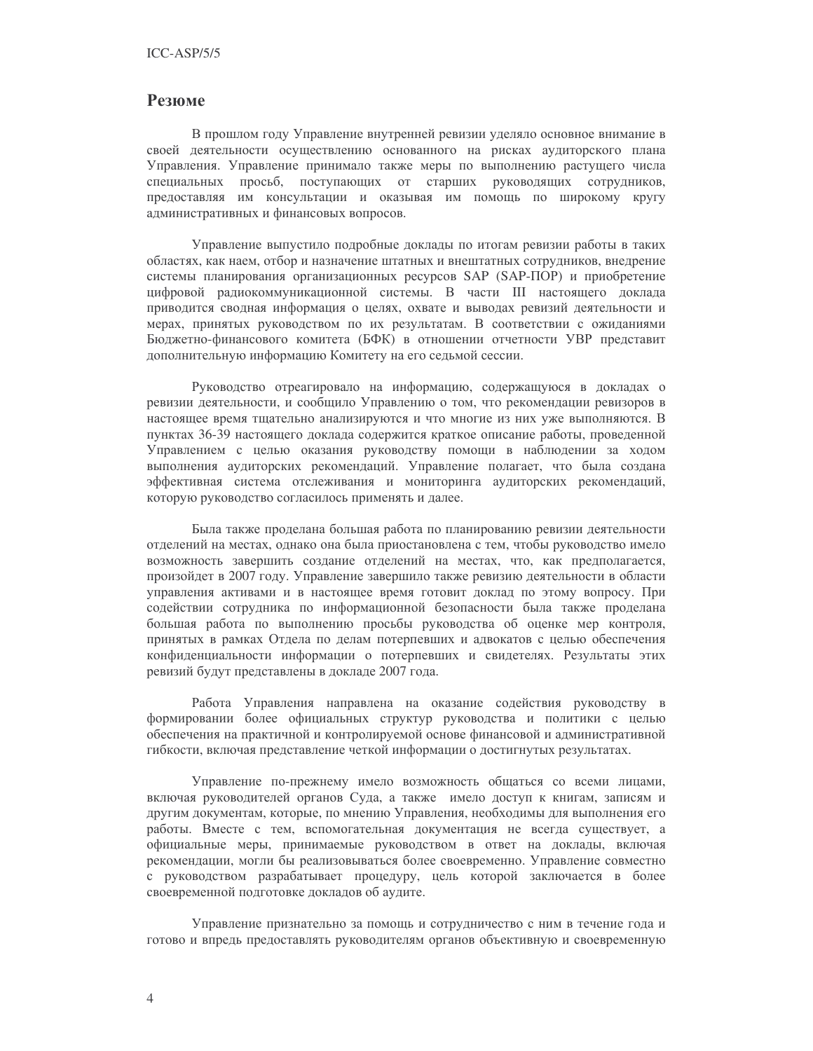## Резюме

В прошлом году Управление внутренней ревизии уделяло основное внимание в своей деятельности осуществлению основанного на рисках аудиторского плана Управления. Управление принимало также меры по выполнению растущего числа специальных просьб, поступающих от старших руководящих сотрудников, предоставляя им консультации и оказывая им помощь по широкому кругу административных и финансовых вопросов.

Управление выпустило подробные доклады по итогам ревизии работы в таких областях, как наем, отбор и назначение штатных и внештатных сотрудников, внедрение системы планирования организационных ресурсов SAP (SAP-ПОР) и приобретение цифровой радиокоммуникационной системы. В части III настоящего доклада приводится сводная информация о целях, охвате и выводах ревизий деятельности и мерах, принятых руководством по их результатам. В соответствии с ожиданиями Бюджетно-финансового комитета (БФК) в отношении отчетности УВР представит дополнительную информацию Комитету на его седьмой сессии.

Руководство отреагировало на информацию, содержащуюся в докладах о ревизии деятельности, и сообщило Управлению о том, что рекомендации ревизоров в настоящее время тщательно анализируются и что многие из них уже выполняются. В пунктах 36-39 настоящего доклада содержится краткое описание работы, проведенной Управлением с целью оказания руководству помощи в наблюдении за ходом выполнения аудиторских рекомендаций. Управление полагает, что была создана эффективная система отслеживания и мониторинга аудиторских рекомендаций, которую руководство согласилось применять и далее.

Была также проделана большая работа по планированию ревизии деятельности отделений на местах, однако она была приостановлена с тем, чтобы руководство имело возможность завершить создание отделений на местах, что, как предполагается, произойдет в 2007 году. Управление завершило также ревизию деятельности в области управления активами и в настоящее время готовит доклад по этому вопросу. При содействии сотрудника по информационной безопасности была также проделана большая работа по выполнению просьбы руководства об оценке мер контроля, принятых в рамках Отдела по делам потерпевших и адвокатов с целью обеспечения конфиденциальности информации о потерпевших и свидетелях. Результаты этих ревизий будут представлены в докладе 2007 года.

Работа Управления направлена на оказание содействия руководству в формировании более официальных структур руководства и политики с целью обеспечения на практичной и контролируемой основе финансовой и административной гибкости, включая представление четкой информации о достигнутых результатах.

Управление по-прежнему имело возможность общаться со всеми лицами, включая руководителей органов Суда, а также имело доступ к книгам, записям и другим документам, которые, по мнению Управления, необходимы для выполнения его работы. Вместе с тем, вспомогательная документация не всегда существует, а официальные меры, принимаемые руководством в ответ на доклады, включая рекомендации, могли бы реализовываться более своевременно. Управление совместно с руководством разрабатывает процедуру, цель которой заключается в более своевременной подготовке докладов об аудите.

Управление признательно за помощь и сотрудничество с ним в течение года и готово и впредь предоставлять руководителям органов объективную и своевременную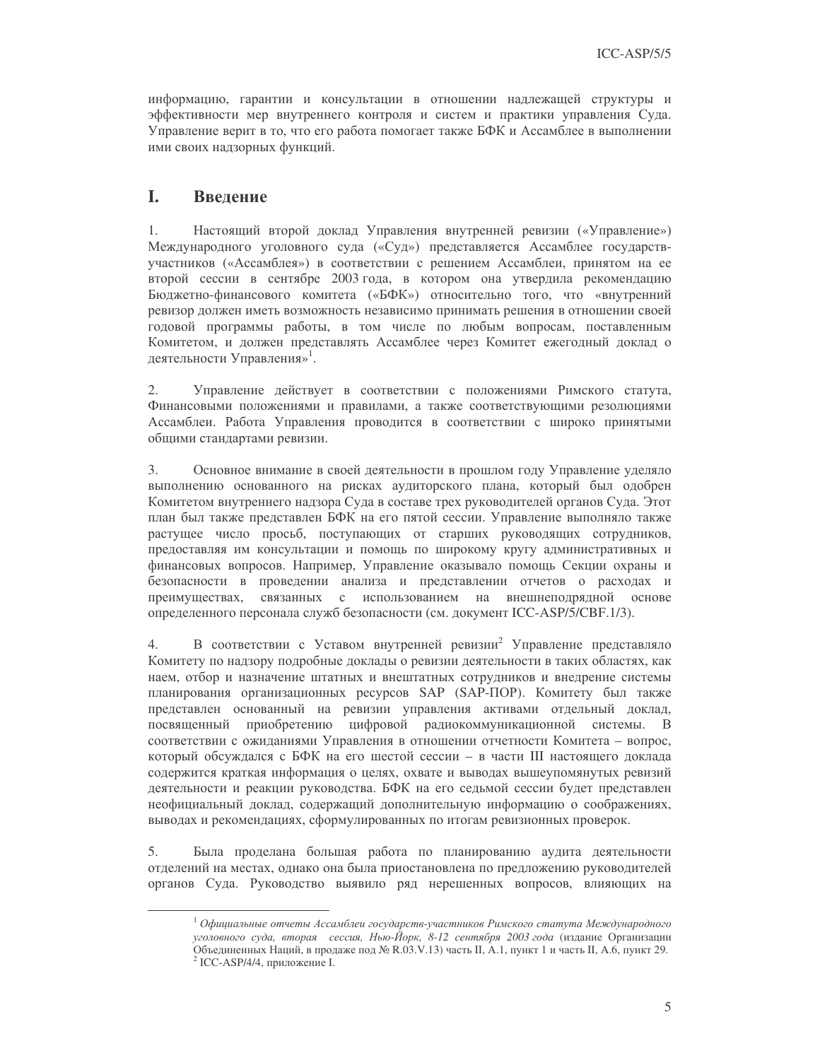информацию, гарантии и консультации в отношении надлежащей структуры и эффективности мер внутреннего контроля и систем и практики управления Суда. Управление верит в то, что его работа помогает также БФК и Ассамблее в выполнении ими своих надзорных функций.

# I. Введение

1. Настоящий второй доклад Управления внутренней ревизии («Управление») Международного уголовного суда («Суд») представляется Ассамблее государств-участников («Ассамблея») в соответствии с решением Ассамблеи, принятом на ее второй сессии в сентябре 2003 года, в котором она утвердила рекомендацию Бюджетно-финансового комитета («БФК») относительно того, что «внутренний ревизор должен иметь возможность независимо принимать решения в отношении своей годовой программы работы, в том числе по любым вопросам, поставленным Комитетом, и должен представлять Ассамблее через Комитет ежегодный доклад о деятельности Управления»[1].

2. Управление действует в соответствии с положениями Римского статута, Финансовыми положениями и правилами, а также соответствующими резолюциями Ассамблеи. Работа Управления проводится в соответствии с широко принятыми общими стандартами ревизии.

3. Основное внимание в своей деятельности в прошлом году Управление уделяло выполнению основанного на рисках аудиторского плана, который был одобрен Комитетом внутреннего надзора Суда в составе трех руководителей органов Суда. Этот план был также представлен БФК на его пятой сессии. Управление выполняло также растущее число просьб, поступающих от старших руководящих сотрудников, предоставляя им консультации и помощь по широкому кругу административных и финансовых вопросов. Например, Управление оказывало помощь Секции охраны и безопасности в проведении анализа и представлении отчетов о расходах и преимуществах, связанных с использованием на внешнеподрядной основе определенного персонала служб безопасности (см. документ ICC-ASP/5/CBF.1/3).

4. В соответствии с Уставом внутренней ревизии[2] Управление представляло Комитету по надзору подробные доклады о ревизии деятельности в таких областях, как наем, отбор и назначение штатных и внештатных сотрудников и внедрение системы планирования организационных ресурсов SAP (SAP-ПОР). Комитету был также представлен основанный на ревизии управления активами отдельный доклад, посвященный приобретению цифровой радиокоммуникационной системы. В соответствии с ожиданиями Управления в отношении отчетности Комитета – вопрос, который обсуждался с БФК на его шестой сессии – в части III настоящего доклада содержится краткая информация о целях, охвате и выводах вышеупомянутых ревизий деятельности и реакции руководства. БФК на его седьмой сессии будет представлен неофициальный доклад, содержащий дополнительную информацию о соображениях, выводах и рекомендациях, сформулированных по итогам ревизионных проверок.

5. Была проделана большая работа по планированию аудита деятельности отделений на местах, однако она была приостановлена по предложению руководителей органов Суда. Руководство выявило ряд нерешенных вопросов, влияющих на

---

[1] *Официальные отчеты Ассамблеи государств-участников Римского статута Международного уголовного суда, вторая сессия, Нью-Йорк, 8-12 сентября 2003 года* (издание Организации Объединенных Наций, в продаже под № R.03.V.13) часть II, A.1, пункт 1 и часть II, A.6, пункт 29.

[2] ICC-ASP/4/4, приложение I.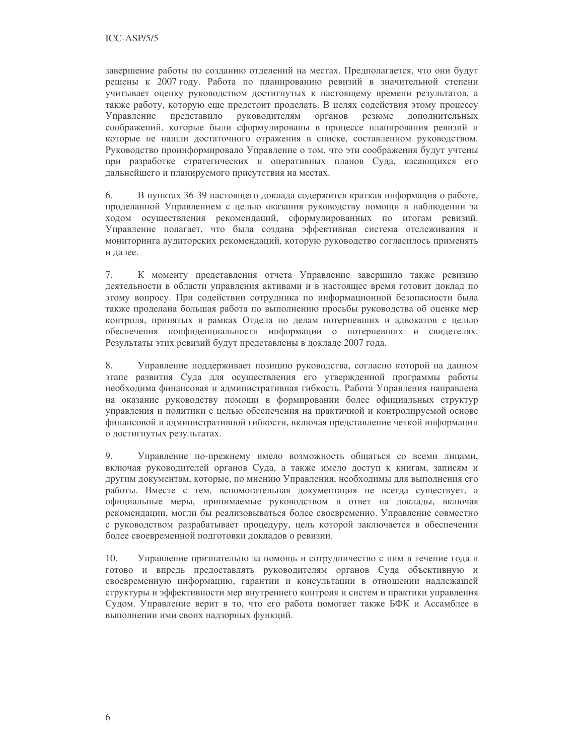завершение работы по созданию отделений на местах. Предполагается, что они будут решены к 2007 году. Работа по планированию ревизий в значительной степени учитывает оценку руководством достигнутых к настоящему времени результатов, а также работу, которую еще предстоит проделать. В целях содействия этому процессу Управление представило руководителям органов резюме дополнительных соображений, которые были сформулированы в процессе планирования ревизий и которые не нашли достаточного отражения в списке, составленном руководством. Руководство проинформировало Управление о том, что эти соображения будут учтены при разработке стратегических и оперативных планов Суда, касающихся его дальнейшего и планируемого присутствия на местах.

6. В пунктах 36-39 настоящего доклада содержится краткая информация о работе, проделанной Управлением с целью оказания руководству помощи в наблюдении за ходом осуществления рекомендаций, сформулированных по итогам ревизий. Управление полагает, что была создана эффективная система отслеживания и мониторинга аудиторских рекомендаций, которую руководство согласилось применять и далее.

7. К моменту представления отчета Управление завершило также ревизию деятельности в области управления активами и в настоящее время готовит доклад по этому вопросу. При содействии сотрудника по информационной безопасности была также проделана большая работа по выполнению просьбы руководства об оценке мер контроля, принятых в рамках Отдела по делам потерпевших и адвокатов с целью обеспечения конфиденциальности информации о потерпевших и свидетелях. Результаты этих ревизий будут представлены в докладе 2007 года.

8. Управление поддерживает позицию руководства, согласно которой на данном этапе развития Суда для осуществления его утвержденной программы работы необходима финансовая и административная гибкость. Работа Управления направлена на оказание руководству помощи в формировании более официальных структур управления и политики с целью обеспечения на практичной и контролируемой основе финансовой и административной гибкости, включая представление четкой информации о достигнутых результатах.

9. Управление по-прежнему имело возможность общаться со всеми лицами, включая руководителей органов Суда, а также имело доступ к книгам, записям и другим документам, которые, по мнению Управления, необходимы для выполнения его работы. Вместе с тем, вспомогательная документация не всегда существует, а официальные меры, принимаемые руководством в ответ на доклады, включая рекомендации, могли бы реализовываться более своевременно. Управление совместно с руководством разрабатывает процедуру, цель которой заключается в обеспечении более своевременной подготовки докладов о ревизии.

10. Управление признательно за помощь и сотрудничество с ним в течение года и готово и впредь предоставлять руководителям органов Суда объективную и своевременную информацию, гарантии и консультации в отношении надлежащей структуры и эффективности мер внутреннего контроля и систем и практики управления Судом. Управление верит в то, что его работа помогает также БФК и Ассамблее в выполнении ими своих надзорных функций.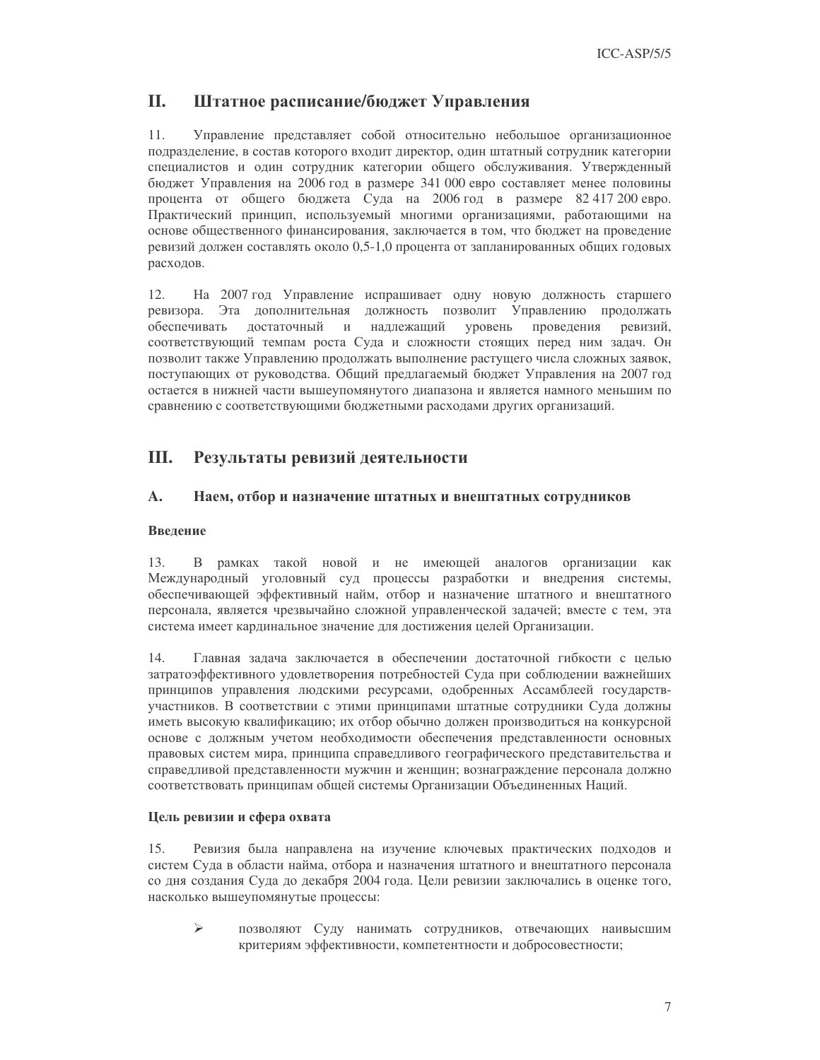## II. Штатное расписание/бюджет Управления

11. Управление представляет собой относительно небольшое организационное подразделение, в состав которого входит директор, один штатный сотрудник категории специалистов и один сотрудник категории общего обслуживания. Утвержденный бюджет Управления на 2006 год в размере 341 000 евро составляет менее половины процента от общего бюджета Суда на 2006 год в размере 82 417 200 евро. Практический принцип, используемый многими организациями, работающими на основе общественного финансирования, заключается в том, что бюджет на проведение ревизий должен составлять около 0,5-1,0 процента от запланированных общих годовых расходов.

12. На 2007 год Управление испрашивает одну новую должность старшего ревизора. Эта дополнительная должность позволит Управлению продолжать обеспечивать достаточный и надлежащий уровень проведения ревизий, соответствующий темпам роста Суда и сложности стоящих перед ним задач. Он позволит также Управлению продолжать выполнение растущего числа сложных заявок, поступающих от руководства. Общий предлагаемый бюджет Управления на 2007 год остается в нижней части вышеупомянутого диапазона и является намного меньшим по сравнению с соответствующими бюджетными расходами других организаций.

## III. Результаты ревизий деятельности

### A. Наем, отбор и назначение штатных и внештатных сотрудников

**Введение**

13. В рамках такой новой и не имеющей аналогов организации как Международный уголовный суд процессы разработки и внедрения системы, обеспечивающей эффективный найм, отбор и назначение штатного и внештатного персонала, является чрезвычайно сложной управленческой задачей; вместе с тем, эта система имеет кардинальное значение для достижения целей Организации.

14. Главная задача заключается в обеспечении достаточной гибкости с целью затратоэффективного удовлетворения потребностей Суда при соблюдении важнейших принципов управления людскими ресурсами, одобренных Ассамблеей государств-участников. В соответствии с этими принципами штатные сотрудники Суда должны иметь высокую квалификацию; их отбор обычно должен производиться на конкурсной основе с должным учетом необходимости обеспечения представленности основных правовых систем мира, принципа справедливого географического представительства и справедливой представленности мужчин и женщин; вознаграждение персонала должно соответствовать принципам общей системы Организации Объединенных Наций.

**Цель ревизии и сфера охвата**

15. Ревизия была направлена на изучение ключевых практических подходов и систем Суда в области найма, отбора и назначения штатного и внештатного персонала со дня создания Суда до декабря 2004 года. Цели ревизии заключались в оценке того, насколько вышеупомянутые процессы:

- позволяют Суду нанимать сотрудников, отвечающих наивысшим критериям эффективности, компетентности и добросовестности;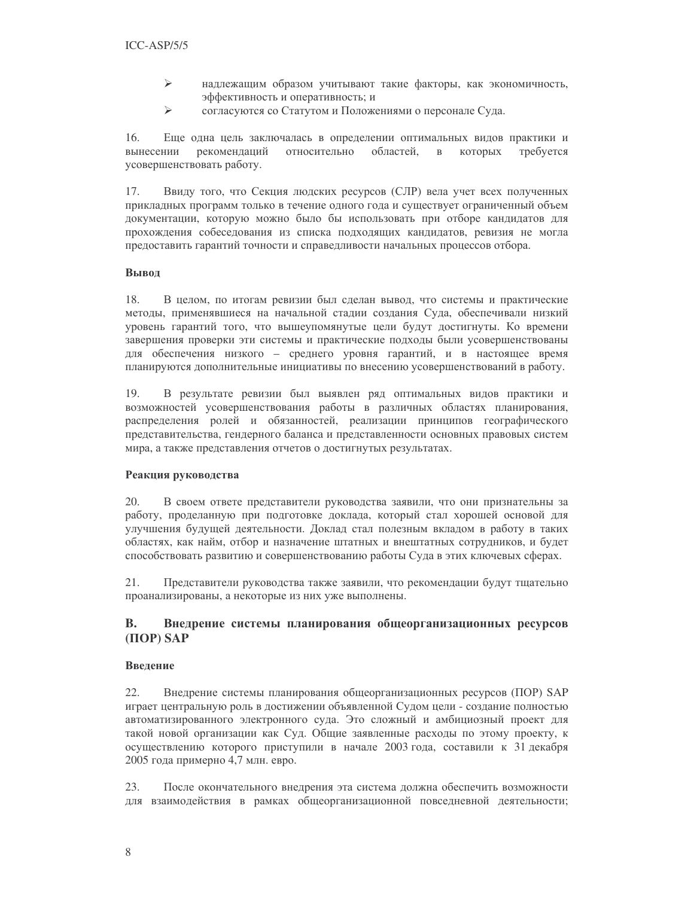- надлежащим образом учитывают такие факторы, как экономичность, эффективность и оперативность; и
- согласуются со Статутом и Положениями о персонале Суда.

16. Еще одна цель заключалась в определении оптимальных видов практики и вынесении рекомендаций относительно областей, в которых требуется усовершенствовать работу.

17. Ввиду того, что Секция людских ресурсов (СЛР) вела учет всех полученных прикладных программ только в течение одного года и существует ограниченный объем документации, которую можно было бы использовать при отборе кандидатов для прохождения собеседования из списка подходящих кандидатов, ревизия не могла предоставить гарантий точности и справедливости начальных процессов отбора.

**Вывод**

18. В целом, по итогам ревизии был сделан вывод, что системы и практические методы, применявшиеся на начальной стадии создания Суда, обеспечивали низкий уровень гарантий того, что вышеупомянутые цели будут достигнуты. Ко времени завершения проверки эти системы и практические подходы были усовершенствованы для обеспечения низкого – среднего уровня гарантий, и в настоящее время планируются дополнительные инициативы по внесению усовершенствований в работу.

19. В результате ревизии был выявлен ряд оптимальных видов практики и возможностей усовершенствования работы в различных областях планирования, распределения ролей и обязанностей, реализации принципов географического представительства, гендерного баланса и представленности основных правовых систем мира, а также представления отчетов о достигнутых результатах.

**Реакция руководства**

20. В своем ответе представители руководства заявили, что они признательны за работу, проделанную при подготовке доклада, который стал хорошей основой для улучшения будущей деятельности. Доклад стал полезным вкладом в работу в таких областях, как найм, отбор и назначение штатных и внештатных сотрудников, и будет способствовать развитию и совершенствованию работы Суда в этих ключевых сферах.

21. Представители руководства также заявили, что рекомендации будут тщательно проанализированы, а некоторые из них уже выполнены.

## B. Внедрение системы планирования общеорганизационных ресурсов (ПОР) SAP

**Введение**

22. Внедрение системы планирования общеорганизационных ресурсов (ПОР) SAP играет центральную роль в достижении объявленной Судом цели - создание полностью автоматизированного электронного суда. Это сложный и амбициозный проект для такой новой организации как Суд. Общие заявленные расходы по этому проекту, к осуществлению которого приступили в начале 2003 года, составили к 31 декабря 2005 года примерно 4,7 млн. евро.

23. После окончательного внедрения эта система должна обеспечить возможности для взаимодействия в рамках общеорганизационной повседневной деятельности;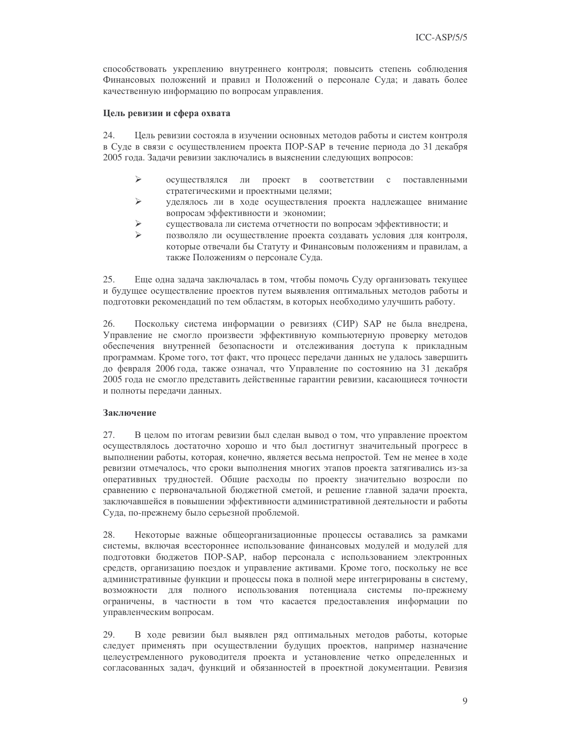способствовать укреплению внутреннего контроля; повысить степень соблюдения Финансовых положений и правил и Положений о персонале Суда; и давать более качественную информацию по вопросам управления.

**Цель ревизии и сфера охвата**

24. Цель ревизии состояла в изучении основных методов работы и систем контроля в Суде в связи с осуществлением проекта ПОР-SAP в течение периода до 31 декабря 2005 года. Задачи ревизии заключались в выяснении следующих вопросов:

- осуществлялся ли проект в соответствии с поставленными стратегическими и проектными целями;
- уделялось ли в ходе осуществления проекта надлежащее внимание вопросам эффективности и экономии;
- существовала ли система отчетности по вопросам эффективности; и
- позволяло ли осуществление проекта создавать условия для контроля, которые отвечали бы Статуту и Финансовым положениям и правилам, а также Положениям о персонале Суда.

25. Еще одна задача заключалась в том, чтобы помочь Суду организовать текущее и будущее осуществление проектов путем выявления оптимальных методов работы и подготовки рекомендаций по тем областям, в которых необходимо улучшить работу.

26. Поскольку система информации о ревизиях (СИР) SAP не была внедрена, Управление не смогло произвести эффективную компьютерную проверку методов обеспечения внутренней безопасности и отслеживания доступа к прикладным программам. Кроме того, тот факт, что процесс передачи данных не удалось завершить до февраля 2006 года, также означал, что Управление по состоянию на 31 декабря 2005 года не смогло представить действенные гарантии ревизии, касающиеся точности и полноты передачи данных.

**Заключение**

27. В целом по итогам ревизии был сделан вывод о том, что управление проектом осуществлялось достаточно хорошо и что был достигнут значительный прогресс в выполнении работы, которая, конечно, является весьма непростой. Тем не менее в ходе ревизии отмечалось, что сроки выполнения многих этапов проекта затягивались из-за оперативных трудностей. Общие расходы по проекту значительно возросли по сравнению с первоначальной бюджетной сметой, и решение главной задачи проекта, заключавшейся в повышении эффективности административной деятельности и работы Суда, по-прежнему было серьезной проблемой.

28. Некоторые важные общеорганизационные процессы оставались за рамками системы, включая всестороннее использование финансовых модулей и модулей для подготовки бюджетов ПОР-SAP, набор персонала с использованием электронных средств, организацию поездок и управление активами. Кроме того, поскольку не все административные функции и процессы пока в полной мере интегрированы в систему, возможности для полного использования потенциала системы по-прежнему ограничены, в частности в том что касается предоставления информации по управленческим вопросам.

29. В ходе ревизии был выявлен ряд оптимальных методов работы, которые следует применять при осуществлении будущих проектов, например назначение целеустремленного руководителя проекта и установление четко определенных и согласованных задач, функций и обязанностей в проектной документации. Ревизия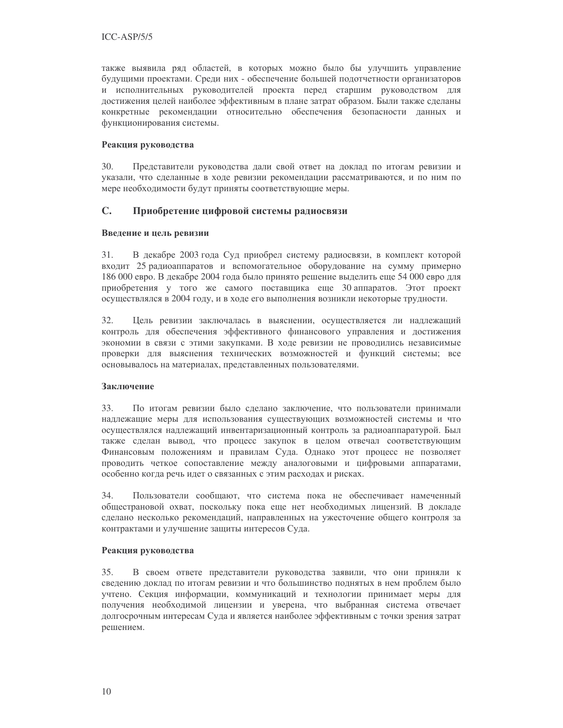также выявила ряд областей, в которых можно было бы улучшить управление будущими проектами. Среди них - обеспечение большей подотчетности организаторов и исполнительных руководителей проекта перед старшим руководством для достижения целей наиболее эффективным в плане затрат образом. Были также сделаны конкретные рекомендации относительно обеспечения безопасности данных и функционирования системы.

**Реакция руководства**

30. Представители руководства дали свой ответ на доклад по итогам ревизии и указали, что сделанные в ходе ревизии рекомендации рассматриваются, и по ним по мере необходимости будут приняты соответствующие меры.

## C. Приобретение цифровой системы радиосвязи

**Введение и цель ревизии**

31. В декабре 2003 года Суд приобрел систему радиосвязи, в комплект которой входит 25 радиоаппаратов и вспомогательное оборудование на сумму примерно 186 000 евро. В декабре 2004 года было принято решение выделить еще 54 000 евро для приобретения у того же самого поставщика еще 30 аппаратов. Этот проект осуществлялся в 2004 году, и в ходе его выполнения возникли некоторые трудности.

32. Цель ревизии заключалась в выяснении, осуществляется ли надлежащий контроль для обеспечения эффективного финансового управления и достижения экономии в связи с этими закупками. В ходе ревизии не проводились независимые проверки для выяснения технических возможностей и функций системы; все основывалось на материалах, представленных пользователями.

**Заключение**

33. По итогам ревизии было сделано заключение, что пользователи принимали надлежащие меры для использования существующих возможностей системы и что осуществлялся надлежащий инвентаризационный контроль за радиоаппаратурой. Был также сделан вывод, что процесс закупок в целом отвечал соответствующим Финансовым положениям и правилам Суда. Однако этот процесс не позволяет проводить четкое сопоставление между аналоговыми и цифровыми аппаратами, особенно когда речь идет о связанных с этим расходах и рисках.

34. Пользователи сообщают, что система пока не обеспечивает намеченный общестрановой охват, поскольку пока еще нет необходимых лицензий. В докладе сделано несколько рекомендаций, направленных на ужесточение общего контроля за контрактами и улучшение защиты интересов Суда.

**Реакция руководства**

35. В своем ответе представители руководства заявили, что они приняли к сведению доклад по итогам ревизии и что большинство поднятых в нем проблем было учтено. Секция информации, коммуникаций и технологии принимает меры для получения необходимой лицензии и уверена, что выбранная система отвечает долгосрочным интересам Суда и является наиболее эффективным с точки зрения затрат решением.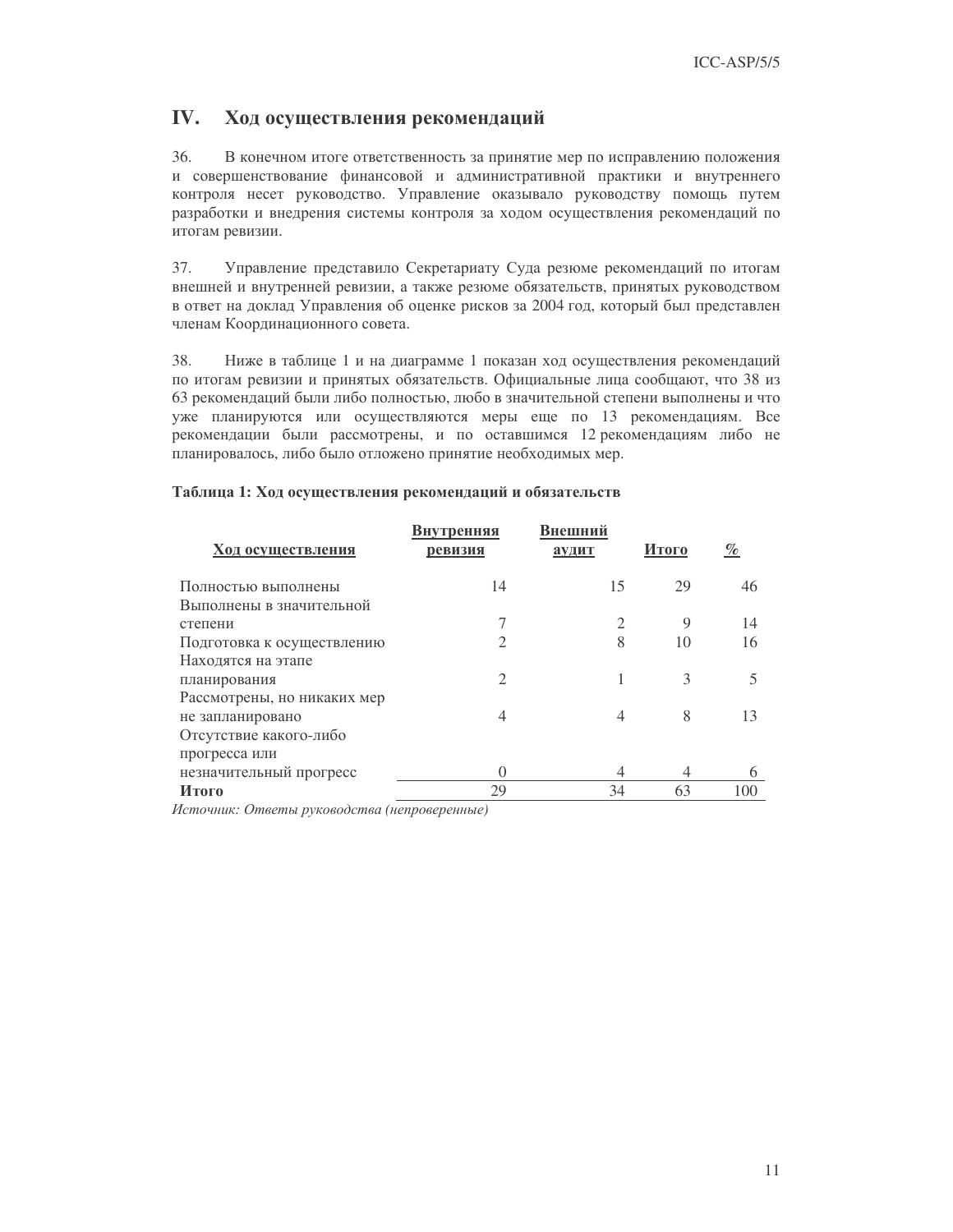## IV. Ход осуществления рекомендаций

36. В конечном итоге ответственность за принятие мер по исправлению положения и совершенствование финансовой и административной практики и внутреннего контроля несет руководство. Управление оказывало руководству помощь путем разработки и внедрения системы контроля за ходом осуществления рекомендаций по итогам ревизии.

37. Управление представило Секретариату Суда резюме рекомендаций по итогам внешней и внутренней ревизии, а также резюме обязательств, принятых руководством в ответ на доклад Управления об оценке рисков за 2004 год, который был представлен членам Координационного совета.

38. Ниже в таблице 1 и на диаграмме 1 показан ход осуществления рекомендаций по итогам ревизии и принятых обязательств. Официальные лица сообщают, что 38 из 63 рекомендаций были либо полностью, либо в значительной степени выполнены и что уже планируются или осуществляются меры еще по 13 рекомендациям. Все рекомендации были рассмотрены, и по оставшимся 12 рекомендациям либо не планировалось, либо было отложено принятие необходимых мер.

**Таблица 1: Ход осуществления рекомендаций и обязательств**

| Ход осуществления | Внутренняя ревизия | Внешний аудит | Итого | % |
|---|---|---|---|---|
| Полностью выполнены | 14 | 15 | 29 | 46 |
| Выполнены в значительной степени | 7 | 2 | 9 | 14 |
| Подготовка к осуществлению | 2 | 8 | 10 | 16 |
| Находятся на этапе планирования | 2 | 1 | 3 | 5 |
| Рассмотрены, но никаких мер не запланировано | 4 | 4 | 8 | 13 |
| Отсутствие какого-либо прогресса или незначительный прогресс | 0 | 4 | 4 | 6 |
| **Итого** | 29 | 34 | 63 | 100 |

*Источник: Ответы руководства (непроверенные)*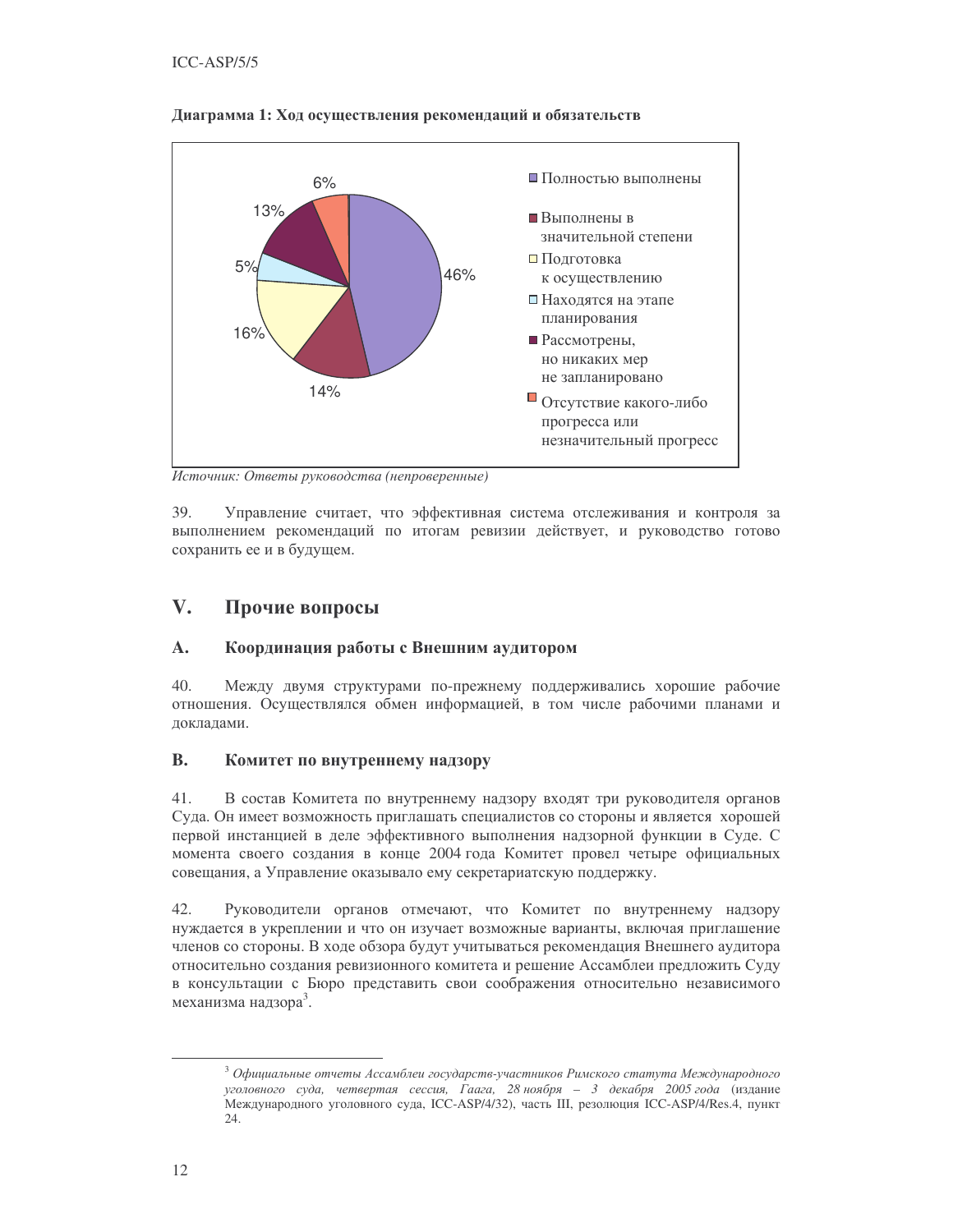**Диаграмма 1: Ход осуществления рекомендаций и обязательств**

| Категория | % |
|---|---|
| Полностью выполнены | 46% |
| Выполнены в значительной степени | 14% |
| Подготовка к осуществлению | 16% |
| Находятся на этапе планирования | 5% |
| Рассмотрены, но никаких мер не запланировано | 13% |
| Отсутствие какого-либо прогресса или незначительный прогресс | 6% |

*Источник: Ответы руководства (непроверенные)*

39. Управление считает, что эффективная система отслеживания и контроля за выполнением рекомендаций по итогам ревизии действует, и руководство готово сохранить ее и в будущем.

## V. Прочие вопросы

### A. Координация работы с Внешним аудитором

40. Между двумя структурами по-прежнему поддерживались хорошие рабочие отношения. Осуществлялся обмен информацией, в том числе рабочими планами и докладами.

### B. Комитет по внутреннему надзору

41. В состав Комитета по внутреннему надзору входят три руководителя органов Суда. Он имеет возможность приглашать специалистов со стороны и является хорошей первой инстанцией в деле эффективного выполнения надзорной функции в Суде. С момента своего создания в конце 2004 года Комитет провел четыре официальных совещания, а Управление оказывало ему секретариатскую поддержку.

42. Руководители органов отмечают, что Комитет по внутреннему надзору нуждается в укреплении и что он изучает возможные варианты, включая приглашение членов со стороны. В ходе обзора будут учитываться рекомендация Внешнего аудитора относительно создания ревизионного комитета и решение Ассамблеи предложить Суду в консультации с Бюро представить свои соображения относительно независимого механизма надзора[3].

---

[3] *Официальные отчеты Ассамблеи государств-участников Римского статута Международного уголовного суда, четвертая сессия, Гаага, 28 ноября – 3 декабря 2005 года* (издание Международного уголовного суда, ICC-ASP/4/32), часть III, резолюция ICC-ASP/4/Res.4, пункт 24.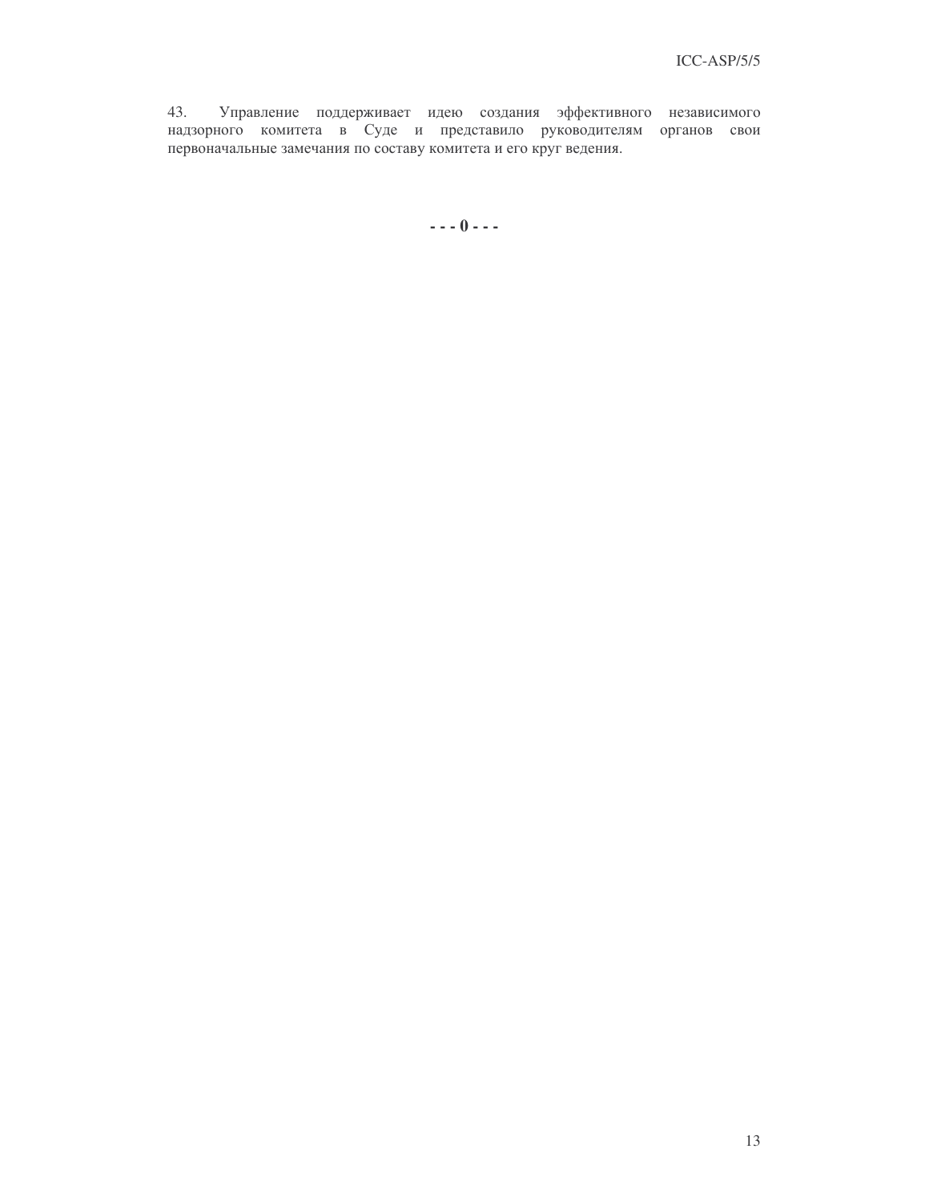43. Управление поддерживает идею создания эффективного независимого надзорного комитета в Суде и представило руководителям органов свои первоначальные замечания по составу комитета и его круг ведения.

- - - 0 - - -